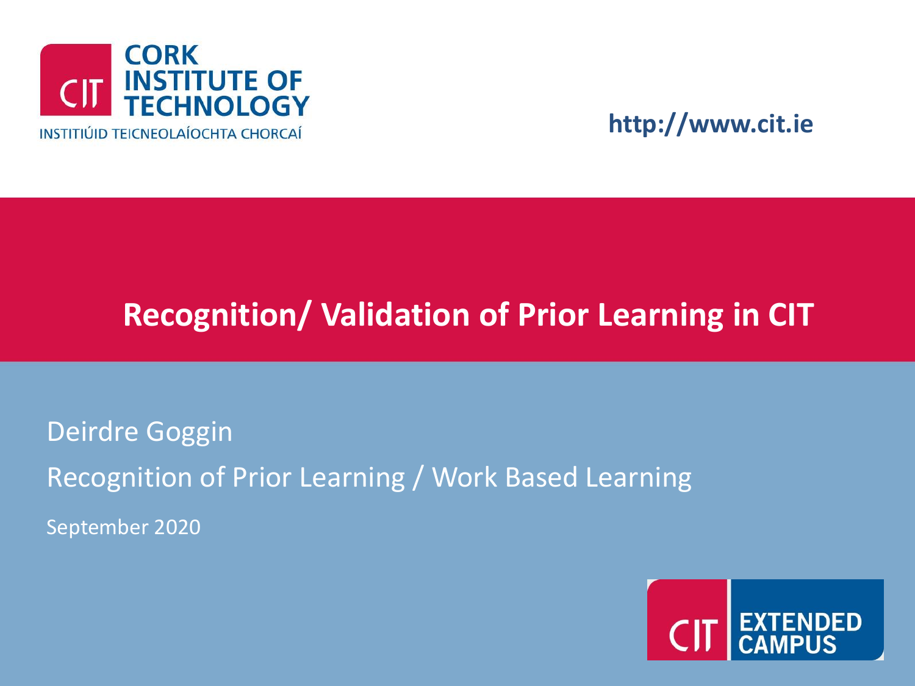CORK INSTITUTE OF TECHNOLOGY

INSTITIÚID TEICNEOLAÍOCHTA CHORCAÍ

http://www.cit.ie

# Recognition/ Validation of Prior Learning in CIT

Deirdre Goggin

Recognition of Prior Learning / Work Based Learning

September 2020

CIT EXTENDED CAMPUS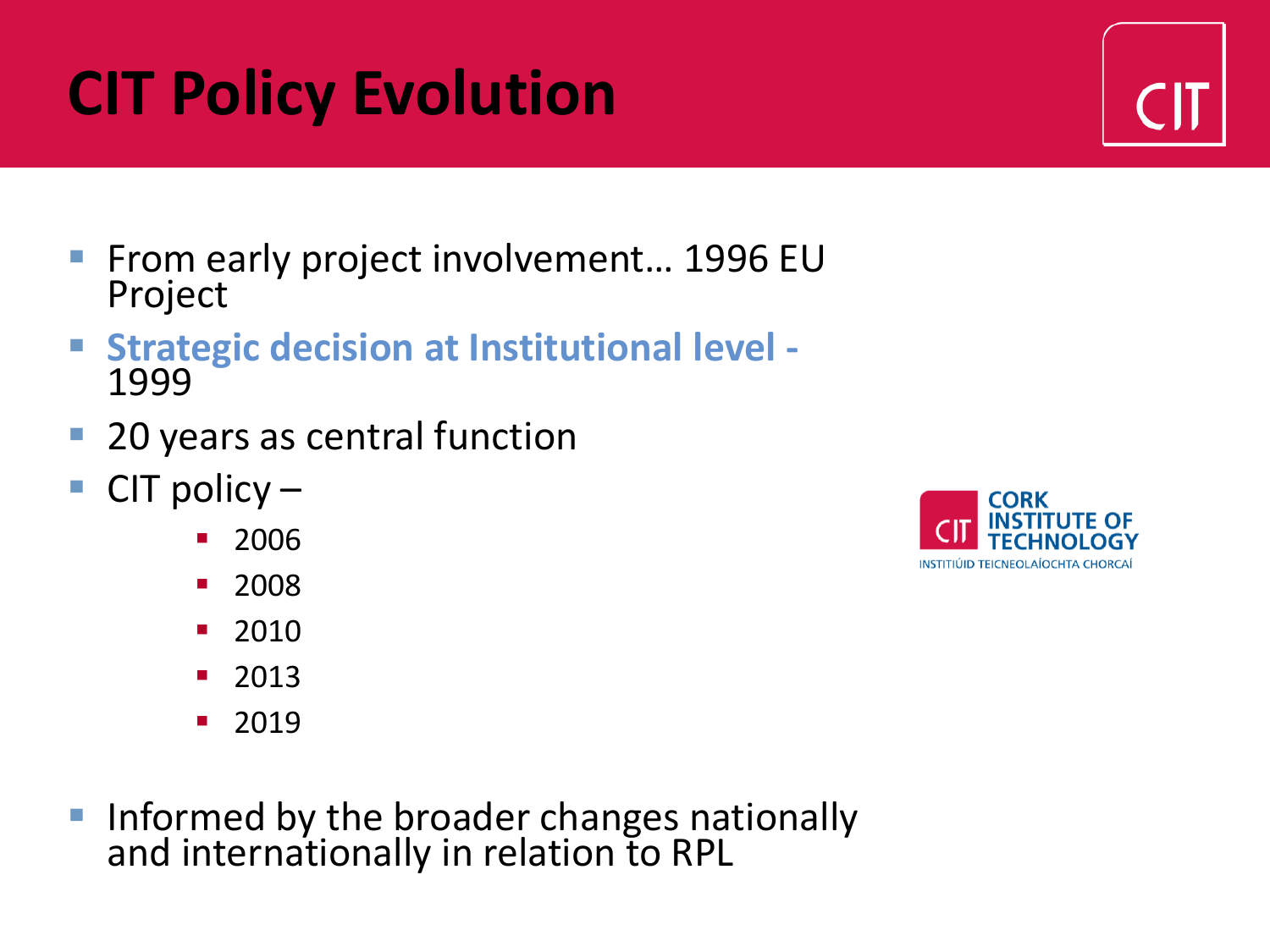# CIT Policy Evolution

- From early project involvement… 1996 EU Project
- **Strategic decision at Institutional level -** 1999
- 20 years as central function
- CIT policy –
  - 2006
  - 2008
  - 2010
  - 2013
  - 2019
- Informed by the broader changes nationally and internationally in relation to RPL

CORK INSTITUTE OF TECHNOLOGY
INSTITIÚID TEICNEOLAÍOCHTA CHORCAÍ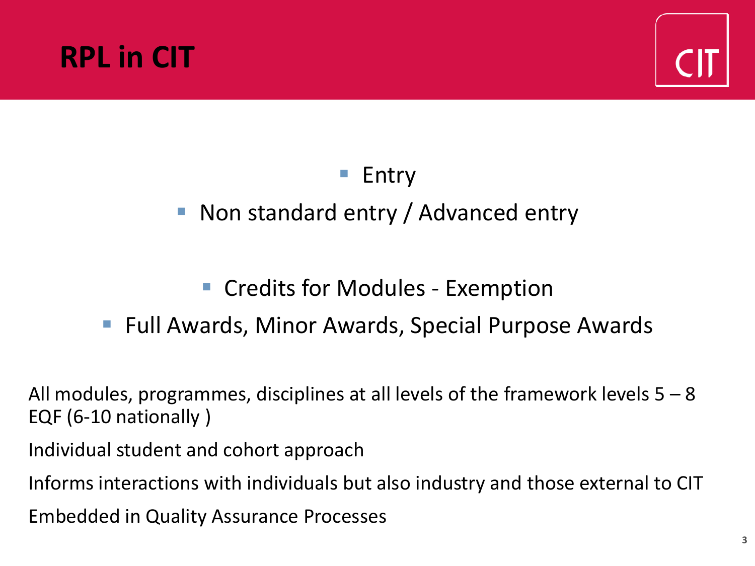# RPL in CIT

- Entry
- Non standard entry / Advanced entry

- Credits for Modules - Exemption
- Full Awards, Minor Awards, Special Purpose Awards

All modules, programmes, disciplines at all levels of the framework levels 5 – 8 EQF (6-10 nationally )

Individual student and cohort approach

Informs interactions with individuals but also industry and those external to CIT

Embedded in Quality Assurance Processes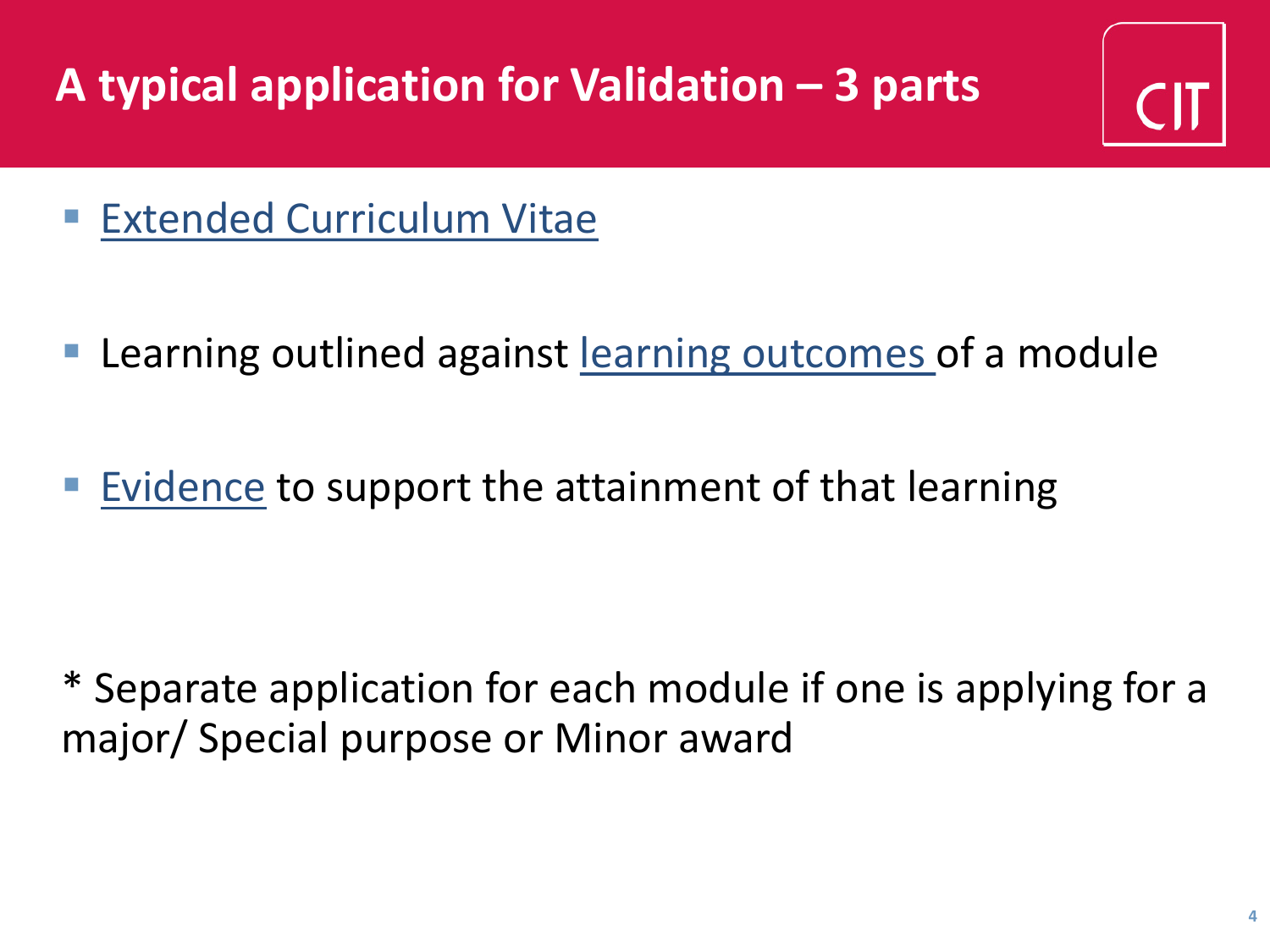# A typical application for Validation – 3 parts

- Extended Curriculum Vitae
- Learning outlined against learning outcomes of a module
- Evidence to support the attainment of that learning

* Separate application for each module if one is applying for a major/ Special purpose or Minor award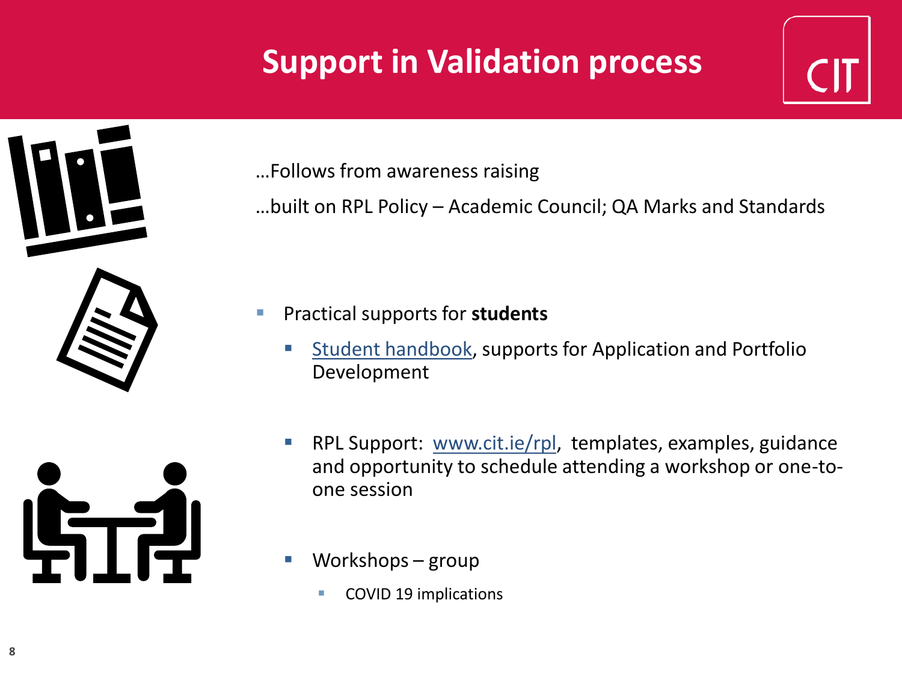# Support in Validation process

…Follows from awareness raising

…built on RPL Policy – Academic Council; QA Marks and Standards

- Practical supports for **students**
  - Student handbook, supports for Application and Portfolio Development
  - RPL Support: www.cit.ie/rpl, templates, examples, guidance and opportunity to schedule attending a workshop or one-to-one session
  - Workshops – group
    - COVID 19 implications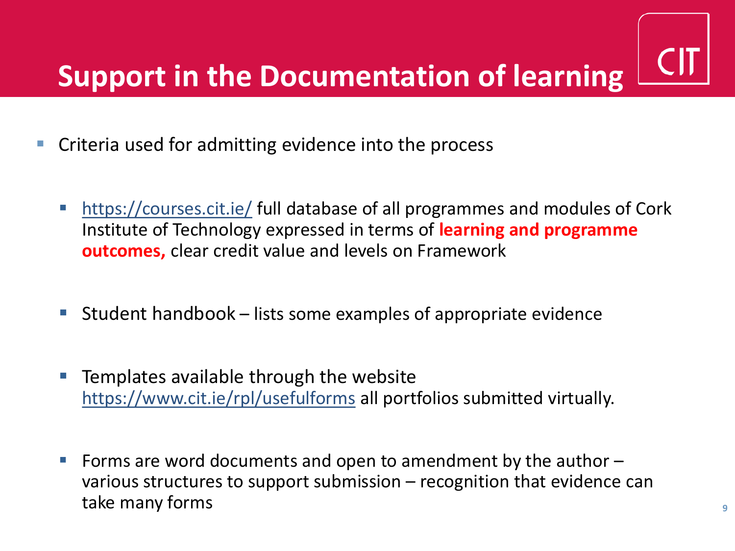# Support in the Documentation of learning

- Criteria used for admitting evidence into the process
  - https://courses.cit.ie/ full database of all programmes and modules of Cork Institute of Technology expressed in terms of **learning and programme outcomes,** clear credit value and levels on Framework
  - Student handbook – lists some examples of appropriate evidence
  - Templates available through the website https://www.cit.ie/rpl/usefulforms all portfolios submitted virtually.
  - Forms are word documents and open to amendment by the author – various structures to support submission – recognition that evidence can take many forms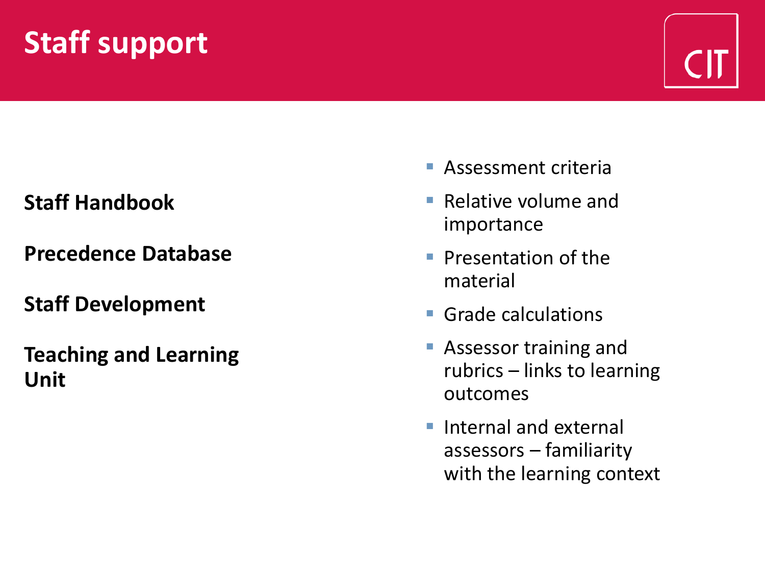# Staff support

**Staff Handbook**

**Precedence Database**

**Staff Development**

**Teaching and Learning Unit**

- Assessment criteria
- Relative volume and importance
- Presentation of the material
- Grade calculations
- Assessor training and rubrics – links to learning outcomes
- Internal and external assessors – familiarity with the learning context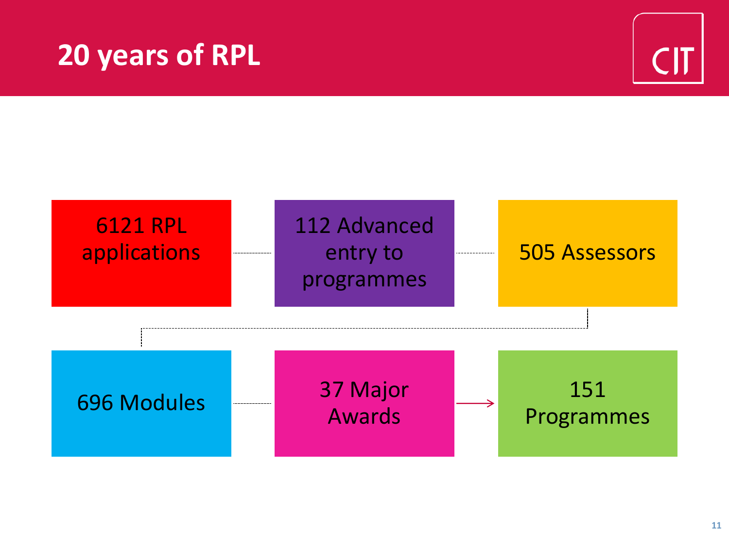# 20 years of RPL

- 6121 RPL applications
- 112 Advanced entry to programmes
- 505 Assessors
- 696 Modules
- 37 Major Awards
- 151 Programmes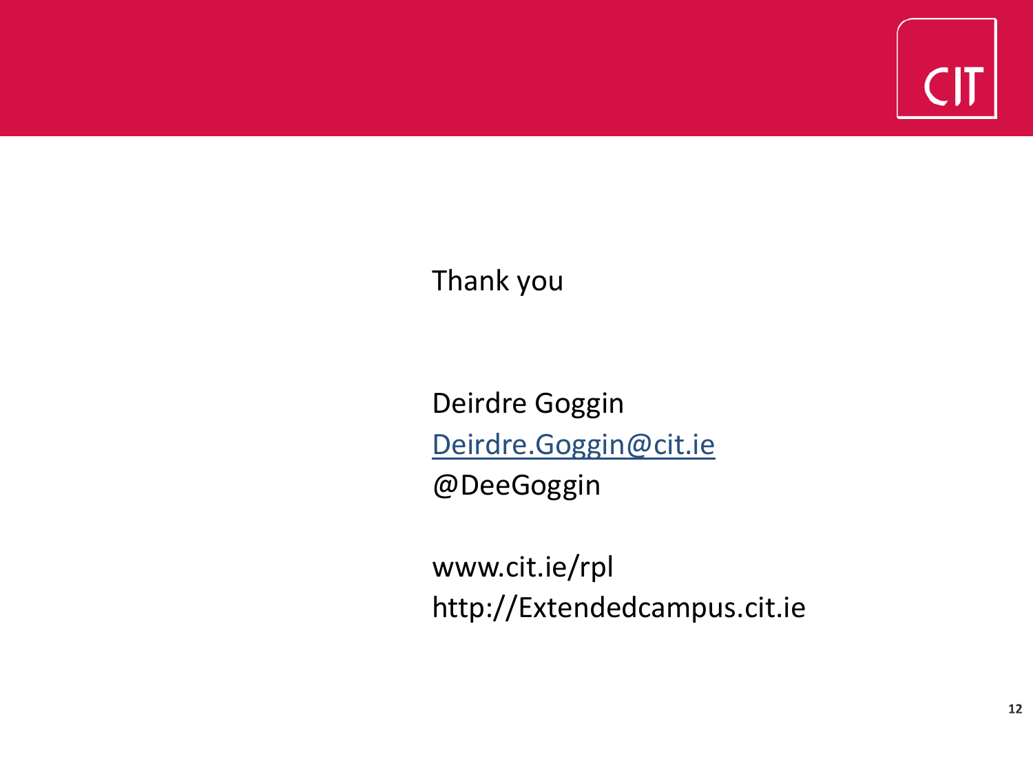Thank you

Deirdre Goggin
Deirdre.Goggin@cit.ie
@DeeGoggin

www.cit.ie/rpl
http://Extendedcampus.cit.ie